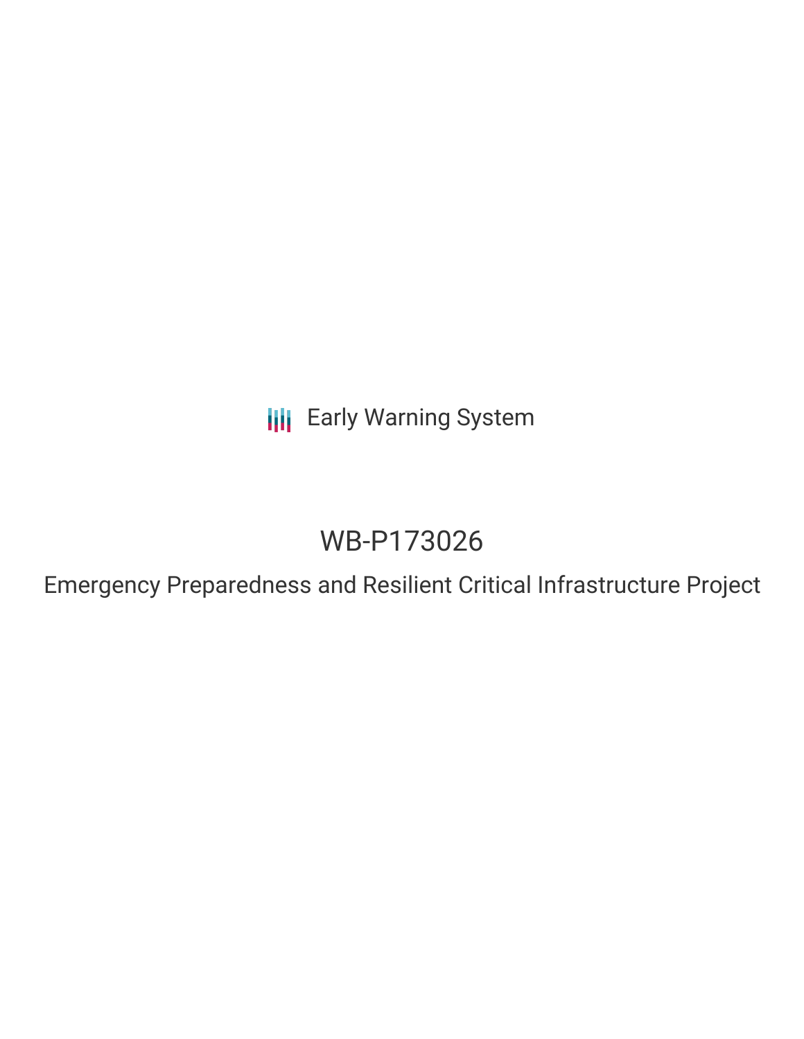Early Warning System

# WB-P173026

## Emergency Preparedness and Resilient Critical Infrastructure Project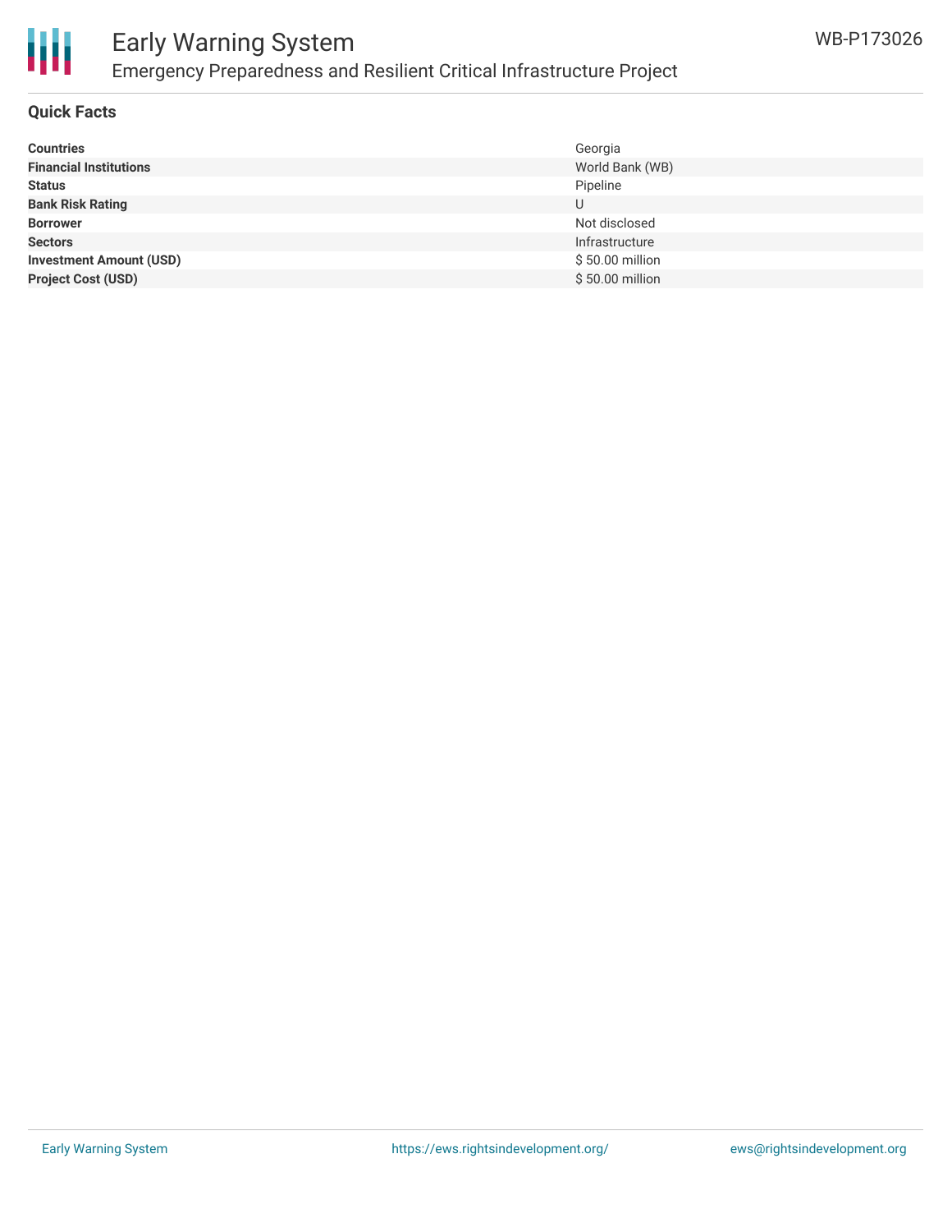## Quick Facts

| | |
|---|---|
| **Countries** | Georgia |
| **Financial Institutions** | World Bank (WB) |
| **Status** | Pipeline |
| **Bank Risk Rating** | U |
| **Borrower** | Not disclosed |
| **Sectors** | Infrastructure |
| **Investment Amount (USD)** | $ 50.00 million |
| **Project Cost (USD)** | $ 50.00 million |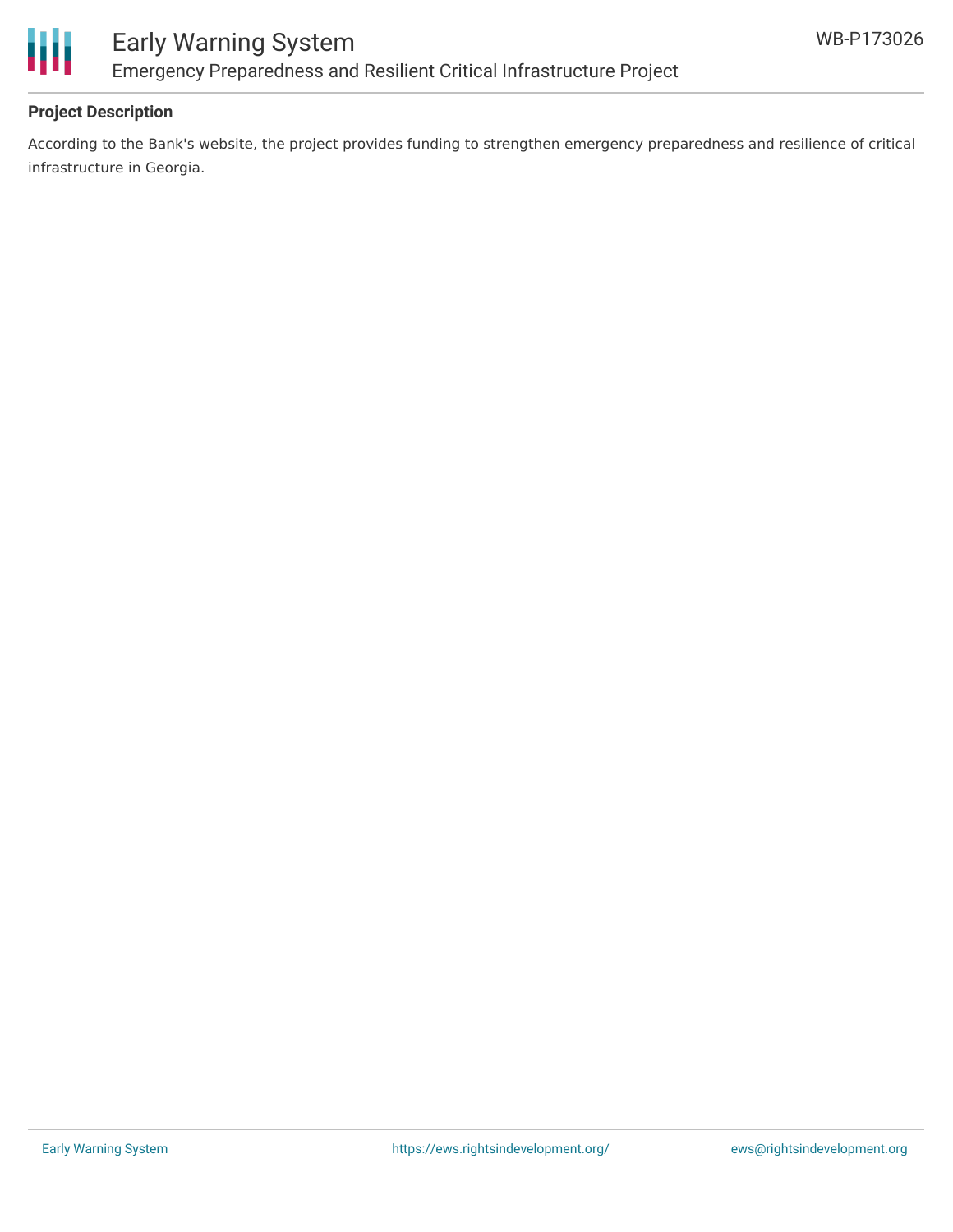**Project Description**

According to the Bank's website, the project provides funding to strengthen emergency preparedness and resilience of critical infrastructure in Georgia.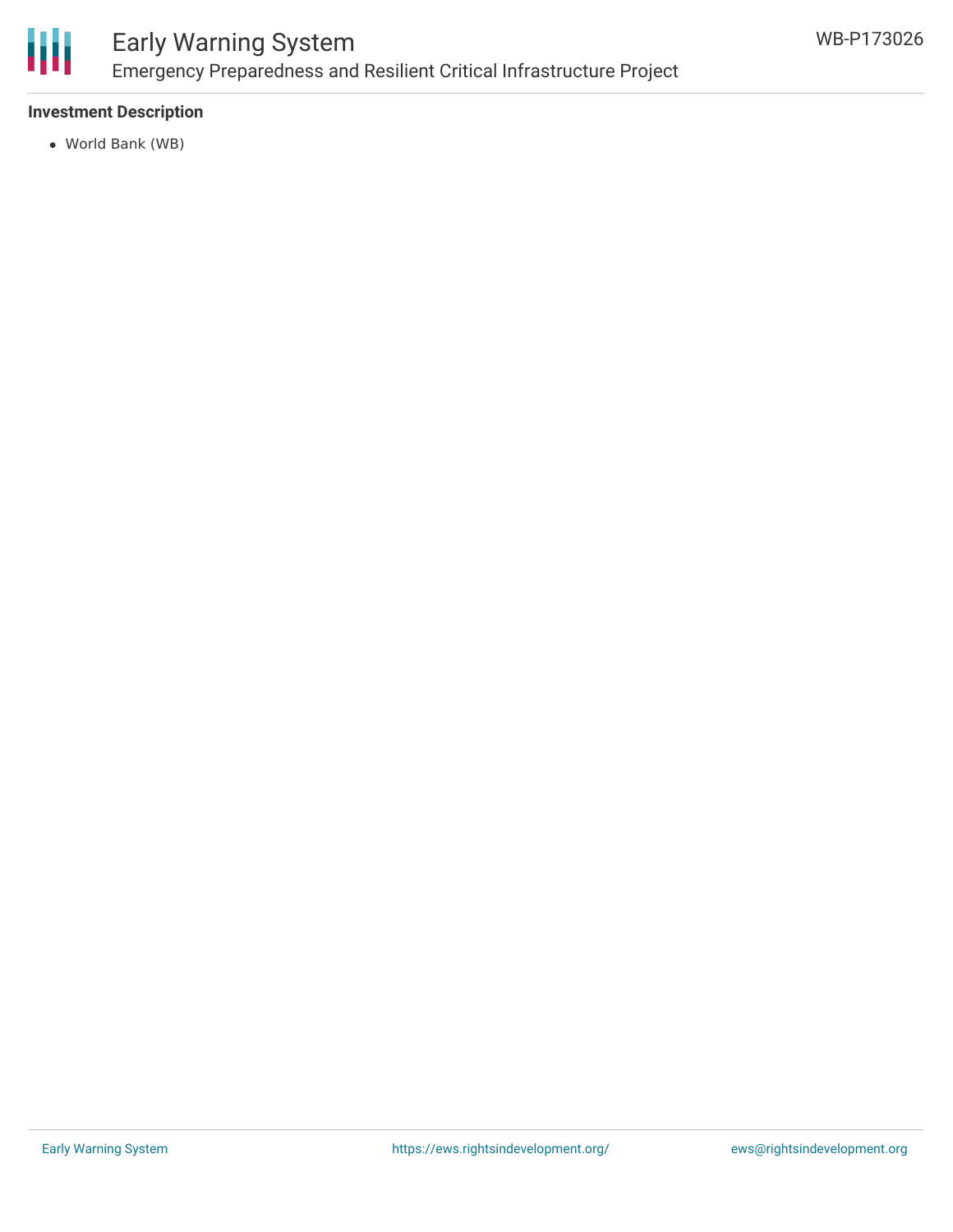**Investment Description**

- World Bank (WB)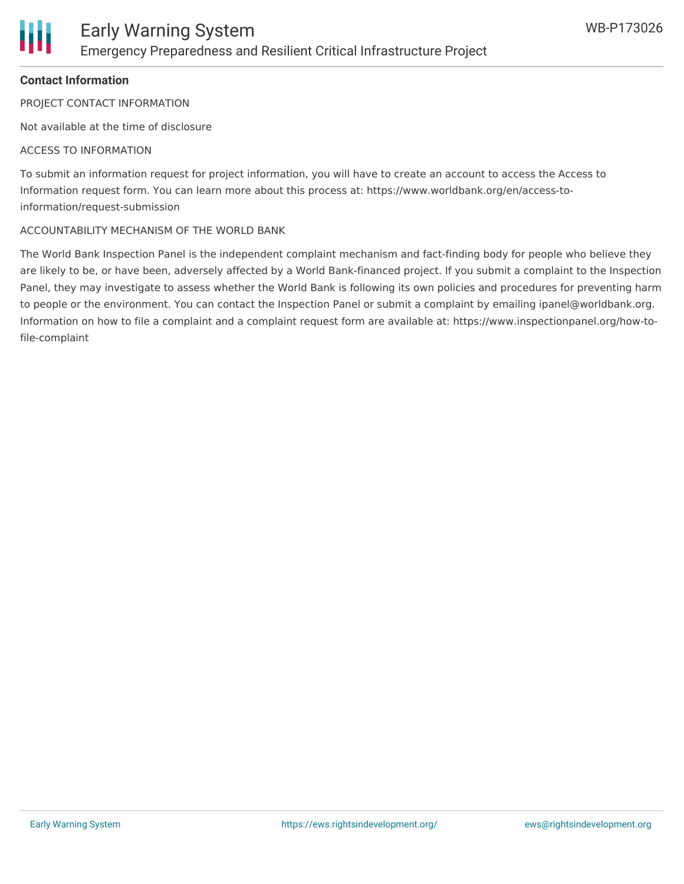## Contact Information

PROJECT CONTACT INFORMATION

Not available at the time of disclosure

ACCESS TO INFORMATION

To submit an information request for project information, you will have to create an account to access the Access to Information request form. You can learn more about this process at: https://www.worldbank.org/en/access-to-information/request-submission

ACCOUNTABILITY MECHANISM OF THE WORLD BANK

The World Bank Inspection Panel is the independent complaint mechanism and fact-finding body for people who believe they are likely to be, or have been, adversely affected by a World Bank-financed project. If you submit a complaint to the Inspection Panel, they may investigate to assess whether the World Bank is following its own policies and procedures for preventing harm to people or the environment. You can contact the Inspection Panel or submit a complaint by emailing ipanel@worldbank.org. Information on how to file a complaint and a complaint request form are available at: https://www.inspectionpanel.org/how-to-file-complaint